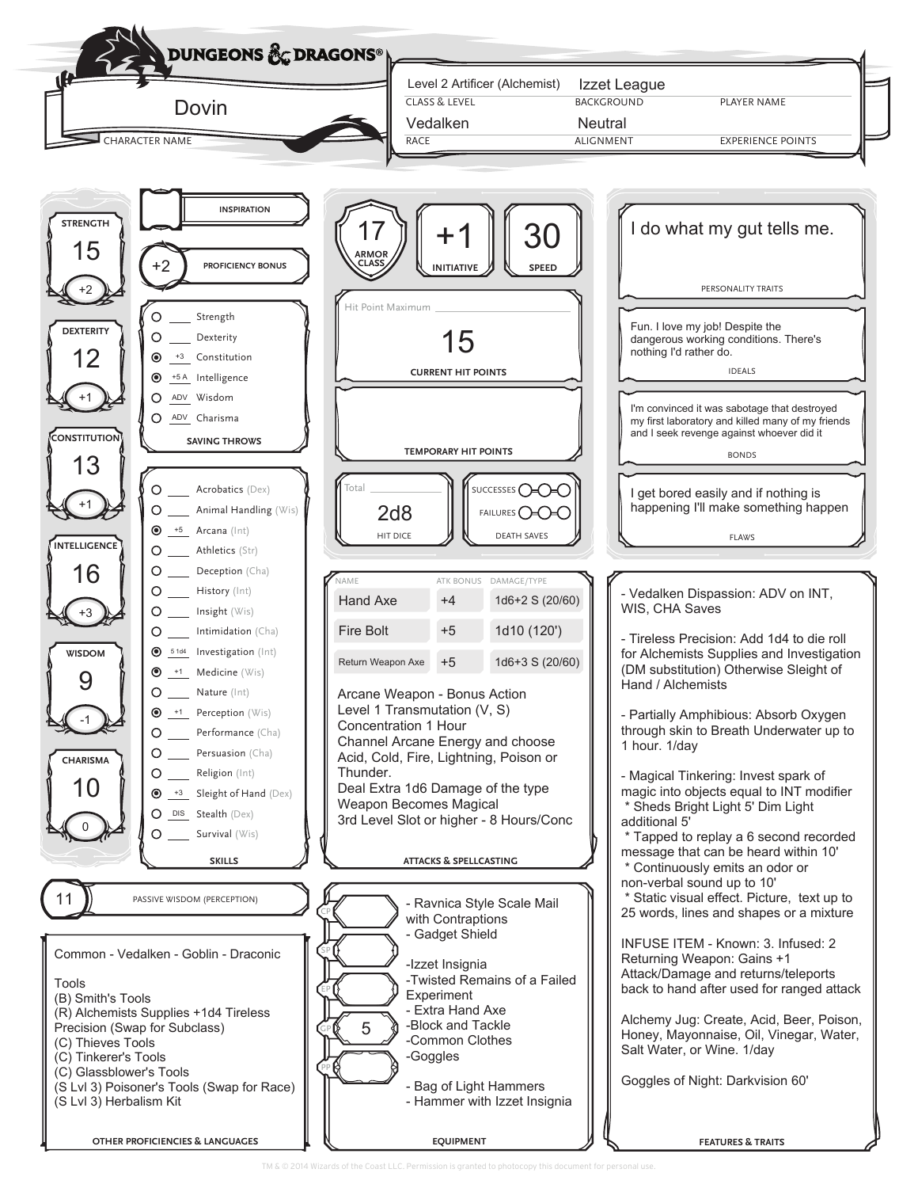# Dungeons & Dragons

**Character Name:** Dovin

| Class & Level | Background | Player Name |
|---|---|---|
| Level 2 Artificer (Alchemist) | Izzet League | |

| Race | Alignment | Experience Points |
|---|---|---|
| Vedalken | Neutral | |

## Ability Scores

| Ability | Score | Modifier |
|---|---|---|
| Strength | 15 | +2 |
| Dexterity | 12 | +1 |
| Constitution | 13 | +1 |
| Intelligence | 16 | +3 |
| Wisdom | 9 | -1 |
| Charisma | 10 | 0 |

**Inspiration:**

**Proficiency Bonus:** +2

## Saving Throws

- ○ ___ Strength
- ○ ___ Dexterity
- ◉ +3 Constitution
- ◉ +5 A Intelligence
- ○ ADV Wisdom
- ○ ADV Charisma

## Skills

- ○ ___ Acrobatics (Dex)
- ○ ___ Animal Handling (Wis)
- ◉ +5 Arcana (Int)
- ○ ___ Athletics (Str)
- ○ ___ Deception (Cha)
- ○ ___ History (Int)
- ○ ___ Insight (Wis)
- ○ ___ Intimidation (Cha)
- ◉ 5 1d4 Investigation (Int)
- ◉ +1 Medicine (Wis)
- ○ ___ Nature (Int)
- ◉ +1 Perception (Wis)
- ○ ___ Performance (Cha)
- ○ ___ Persuasion (Cha)
- ○ ___ Religion (Int)
- ◉ +3 Sleight of Hand (Dex)
- ○ DIS Stealth (Dex)
- ○ ___ Survival (Wis)

**Passive Wisdom (Perception):** 11

## Other Proficiencies & Languages

Common - Vedalken - Goblin - Draconic

Tools
(B) Smith's Tools
(R) Alchemists Supplies +1d4 Tireless Precision (Swap for Subclass)
(C) Thieves Tools
(C) Tinkerer's Tools
(C) Glassblower's Tools
(S Lvl 3) Poisoner's Tools (Swap for Race)
(S Lvl 3) Herbalism Kit

## Combat

| Armor Class | Initiative | Speed |
|---|---|---|
| 17 | +1 | 30 |

**Hit Point Maximum:**

**Current Hit Points:** 15

**Temporary Hit Points:**

**Hit Dice:** 2d8 (Total: )

**Death Saves:** Successes ○○○ Failures ○○○

## Attacks & Spellcasting

| Name | Atk Bonus | Damage/Type |
|---|---|---|
| Hand Axe | +4 | 1d6+2 S (20/60) |
| Fire Bolt | +5 | 1d10 (120') |
| Return Weapon Axe | +5 | 1d6+3 S (20/60) |

Arcane Weapon - Bonus Action
Level 1 Transmutation (V, S)
Concentration 1 Hour
Channel Arcane Energy and choose Acid, Cold, Fire, Lightning, Poison or Thunder.
Deal Extra 1d6 Damage of the type
Weapon Becomes Magical
3rd Level Slot or higher - 8 Hours/Conc

## Equipment

CP: 
SP: 
EP: 
GP: 5
PP: 

- Ravnica Style Scale Mail with Contraptions
- Gadget Shield

-Izzet Insignia
-Twisted Remains of a Failed Experiment
- Extra Hand Axe
-Block and Tackle
-Common Clothes
-Goggles

- Bag of Light Hammers
- Hammer with Izzet Insignia

## Personality Traits

I do what my gut tells me.

## Ideals

Fun. I love my job! Despite the dangerous working conditions. There's nothing I'd rather do.

## Bonds

I'm convinced it was sabotage that destroyed my first laboratory and killed many of my friends and I seek revenge against whoever did it

## Flaws

I get bored easily and if nothing is happening I'll make something happen

## Features & Traits

- Vedalken Dispassion: ADV on INT, WIS, CHA Saves

- Tireless Precision: Add 1d4 to die roll for Alchemists Supplies and Investigation (DM substitution) Otherwise Sleight of Hand / Alchemists

- Partially Amphibious: Absorb Oxygen through skin to Breath Underwater up to 1 hour. 1/day

- Magical Tinkering: Invest spark of magic into objects equal to INT modifier
 * Sheds Bright Light 5' Dim Light additional 5'
 * Tapped to replay a 6 second recorded message that can be heard within 10'
 * Continuously emits an odor or non-verbal sound up to 10'
 * Static visual effect. Picture, text up to 25 words, lines and shapes or a mixture

INFUSE ITEM - Known: 3. Infused: 2
Returning Weapon: Gains +1 Attack/Damage and returns/teleports back to hand after used for ranged attack

Alchemy Jug: Create, Acid, Beer, Poison, Honey, Mayonnaise, Oil, Vinegar, Water, Salt Water, or Wine. 1/day

Goggles of Night: Darkvision 60'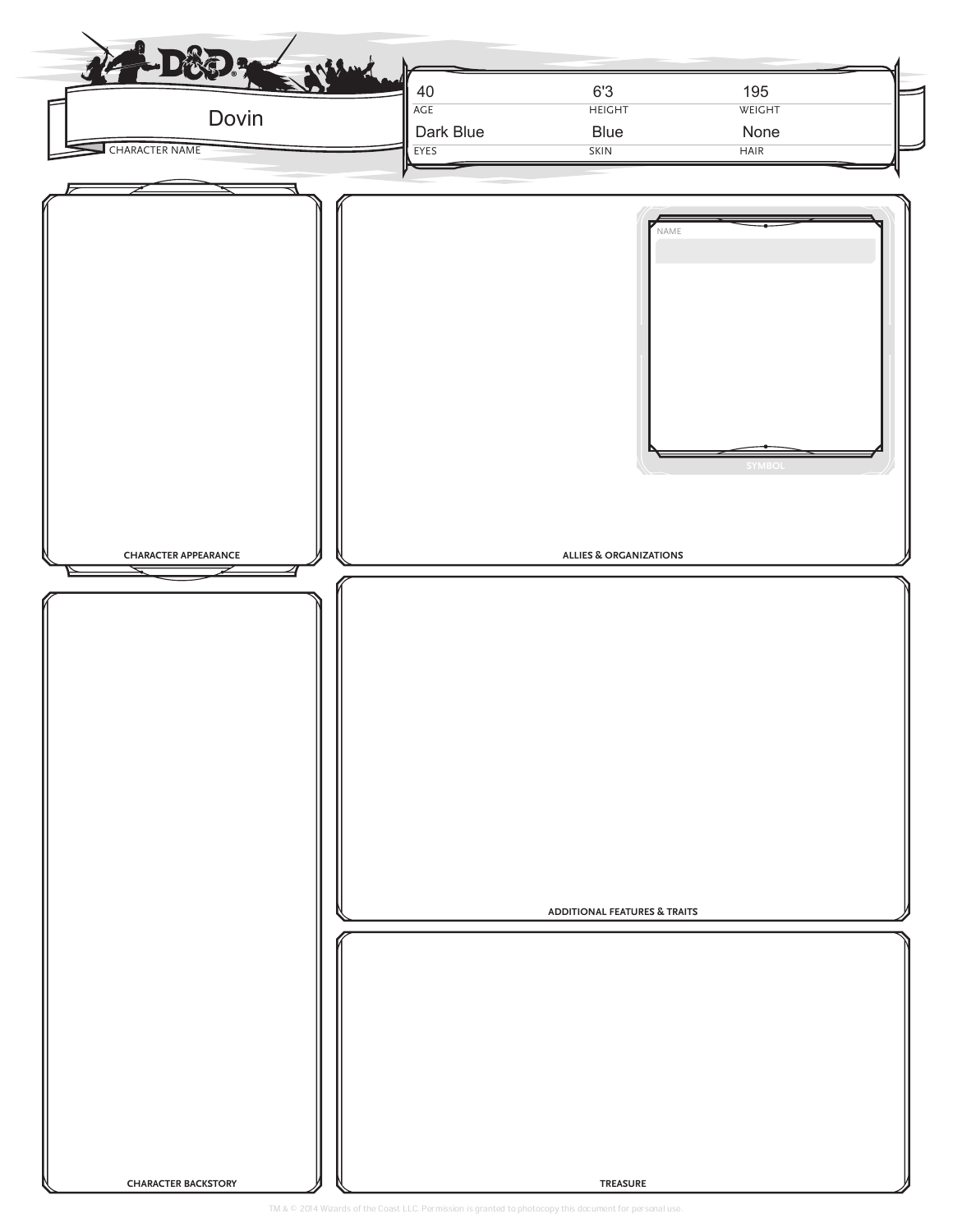**CHARACTER NAME:** Dovin

| AGE | HEIGHT | WEIGHT |
| --- | --- | --- |
| 40 | 6'3 | 195 |

| EYES | SKIN | HAIR |
| --- | --- | --- |
| Dark Blue | Blue | None |

**CHARACTER APPEARANCE**

**ALLIES & ORGANIZATIONS**

NAME

SYMBOL

**CHARACTER BACKSTORY**

**ADDITIONAL FEATURES & TRAITS**

**TREASURE**

TM & © 2014 Wizards of the Coast LLC. Permission is granted to photocopy this document for personal use.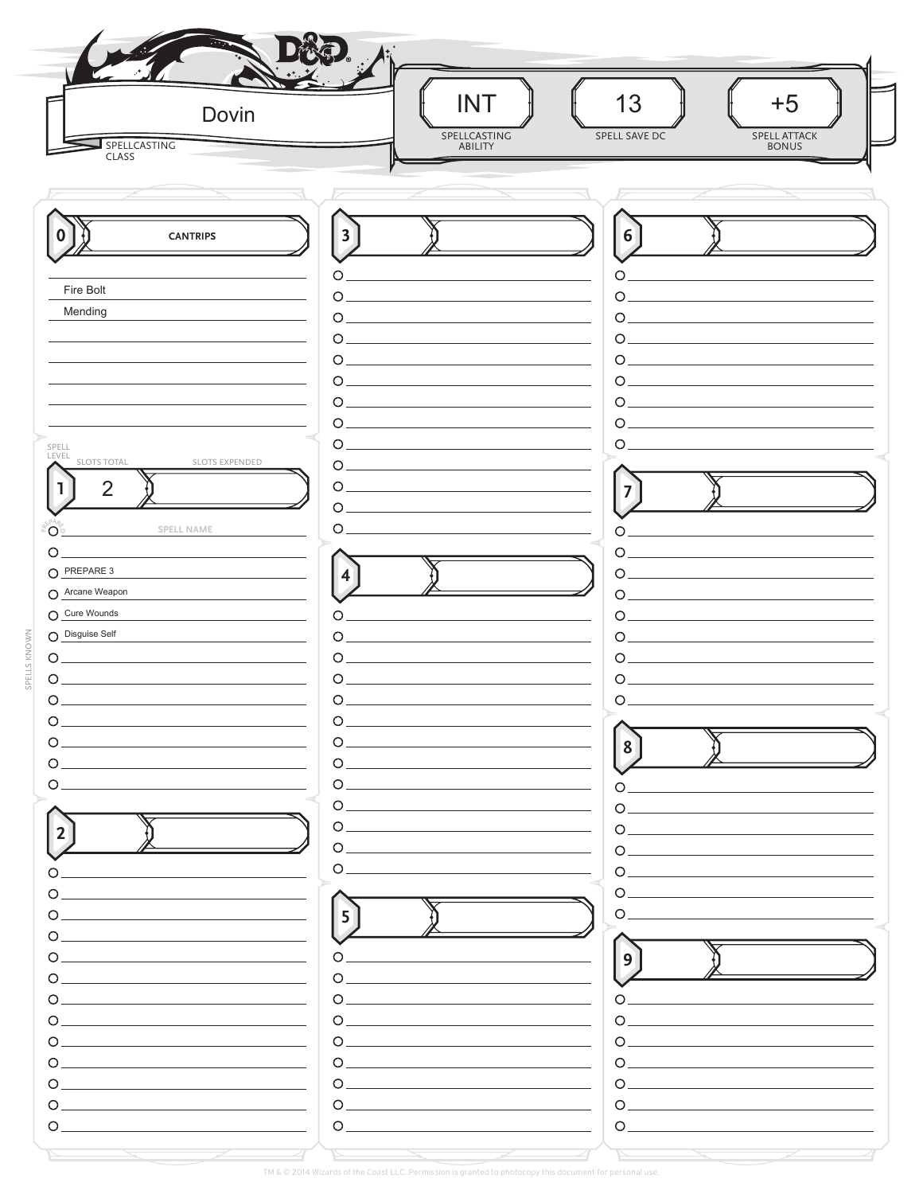Dovin

SPELLCASTING CLASS

| SPELLCASTING ABILITY | SPELL SAVE DC | SPELL ATTACK BONUS |
| --- | --- | --- |
| INT | 13 | +5 |

## 0 CANTRIPS

- Fire Bolt
- Mending

## 1

SPELL LEVEL | SLOTS TOTAL: 2 | SLOTS EXPENDED

PREPARED | SPELL NAME

- PREPARE 3
- Arcane Weapon
- Cure Wounds
- Disguise Self

SPELLS KNOWN

## 2

## 3

## 4

## 5

## 6

## 7

## 8

## 9